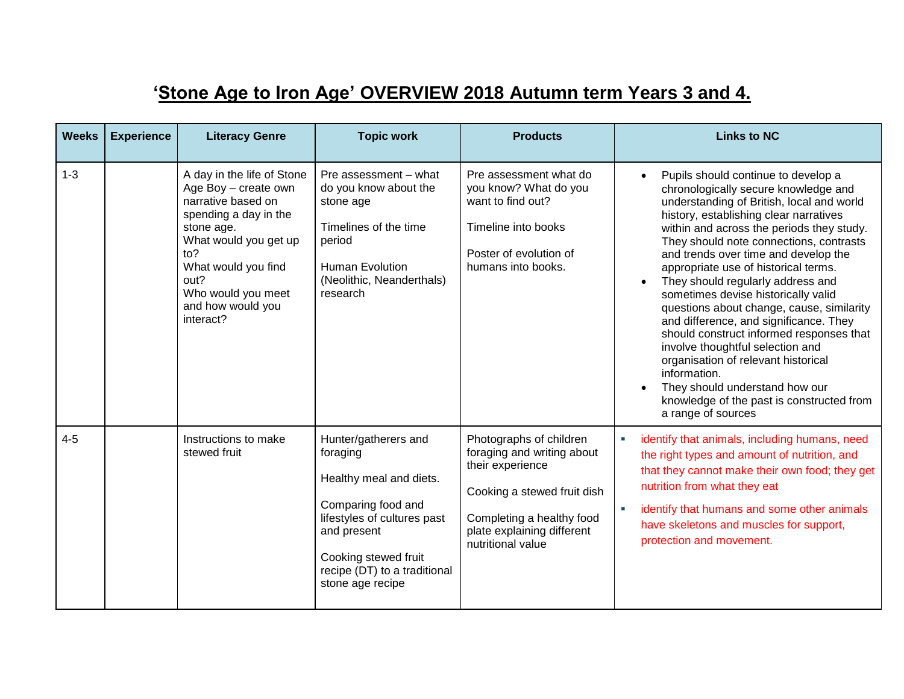# 'Stone Age to Iron Age' OVERVIEW 2018 Autumn term Years 3 and 4.

| Weeks | Experience | Literacy Genre | Topic work | Products | Links to NC |
|---|---|---|---|---|---|
| 1-3 | | A day in the life of Stone Age Boy – create own narrative based on spending a day in the stone age.<br>What would you get up to?<br>What would you find out?<br>Who would you meet and how would you interact? | Pre assessment – what do you know about the stone age<br><br>Timelines of the time period<br><br>Human Evolution (Neolithic, Neanderthals) research | Pre assessment what do you know? What do you want to find out?<br><br>Timeline into books<br><br>Poster of evolution of humans into books. | • Pupils should continue to develop a chronologically secure knowledge and understanding of British, local and world history, establishing clear narratives within and across the periods they study. They should note connections, contrasts and trends over time and develop the appropriate use of historical terms.<br>• They should regularly address and sometimes devise historically valid questions about change, cause, similarity and difference, and significance. They should construct informed responses that involve thoughtful selection and organisation of relevant historical information.<br>• They should understand how our knowledge of the past is constructed from a range of sources |
| 4-5 | | Instructions to make stewed fruit | Hunter/gatherers and foraging<br><br>Healthy meal and diets.<br><br>Comparing food and lifestyles of cultures past and present<br><br>Cooking stewed fruit recipe (DT) to a traditional stone age recipe | Photographs of children foraging and writing about their experience<br><br>Cooking a stewed fruit dish<br><br>Completing a healthy food plate explaining different nutritional value | ▪ identify that animals, including humans, need the right types and amount of nutrition, and that they cannot make their own food; they get nutrition from what they eat<br>▪ identify that humans and some other animals have skeletons and muscles for support, protection and movement. |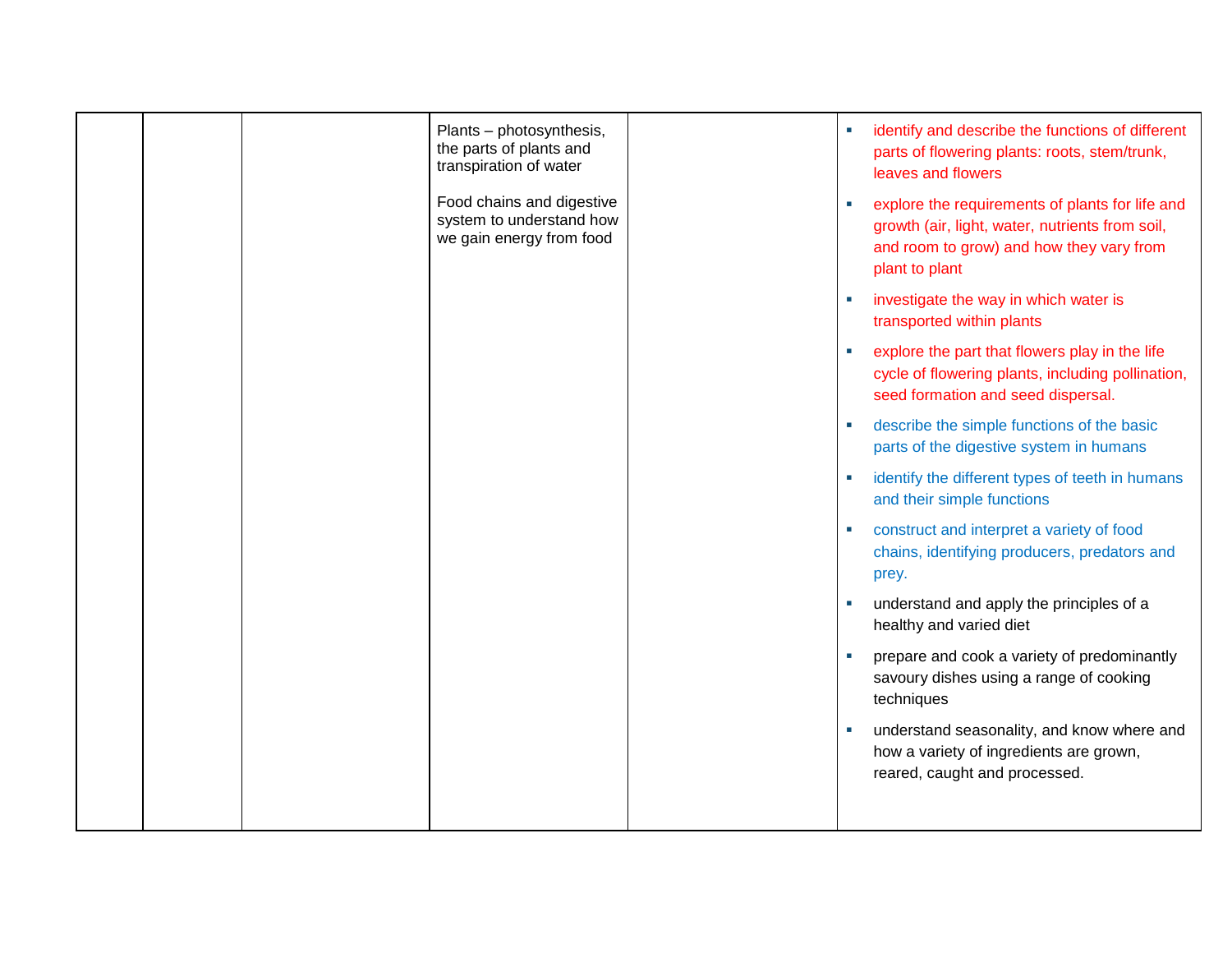| | | | | | |
|---|---|---|---|---|---|
| | | | Plants – photosynthesis, the parts of plants and transpiration of water<br><br>Food chains and digestive system to understand how we gain energy from food | | ▪ identify and describe the functions of different parts of flowering plants: roots, stem/trunk, leaves and flowers<br>▪ explore the requirements of plants for life and growth (air, light, water, nutrients from soil, and room to grow) and how they vary from plant to plant<br>▪ investigate the way in which water is transported within plants<br>▪ explore the part that flowers play in the life cycle of flowering plants, including pollination, seed formation and seed dispersal.<br>▪ describe the simple functions of the basic parts of the digestive system in humans<br>▪ identify the different types of teeth in humans and their simple functions<br>▪ construct and interpret a variety of food chains, identifying producers, predators and prey.<br>▪ understand and apply the principles of a healthy and varied diet<br>▪ prepare and cook a variety of predominantly savoury dishes using a range of cooking techniques<br>▪ understand seasonality, and know where and how a variety of ingredients are grown, reared, caught and processed. |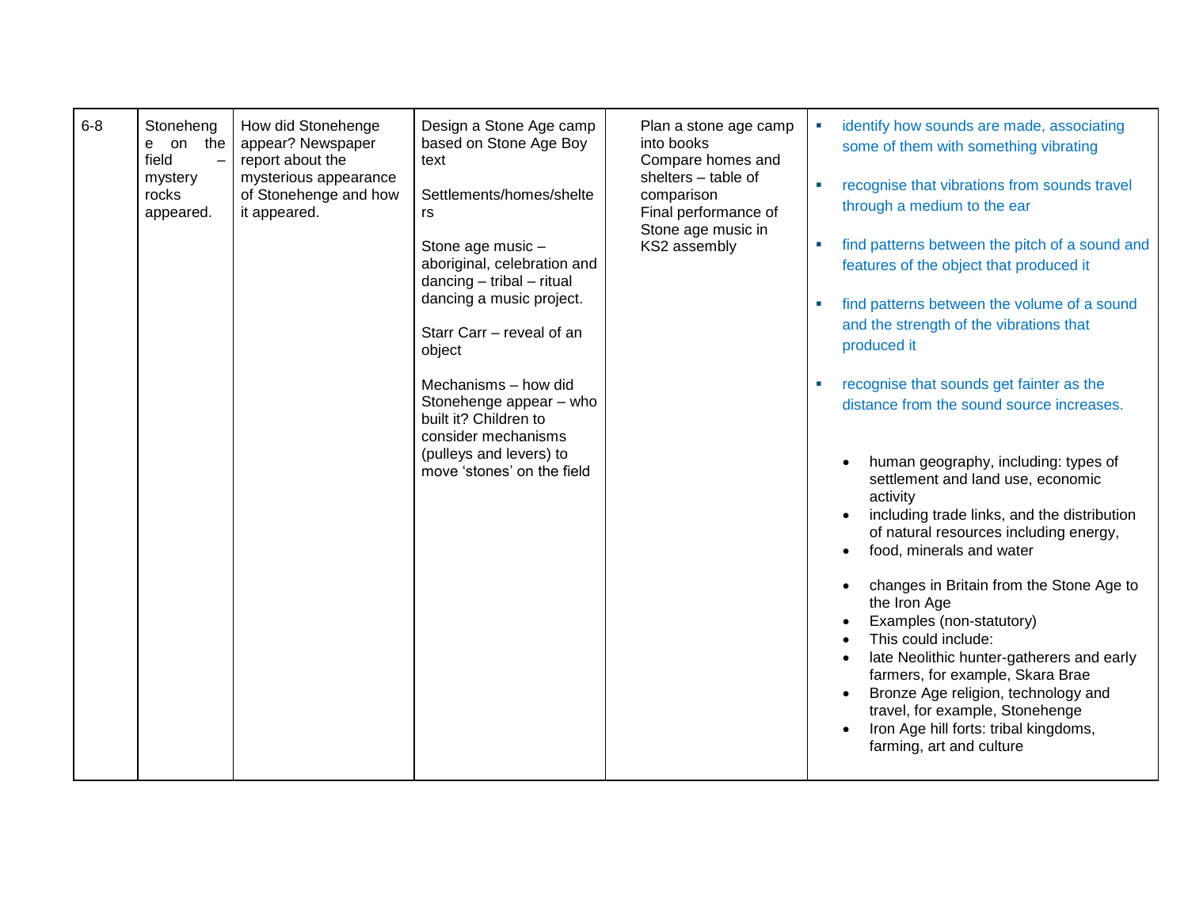| | | | | | |
|---|---|---|---|---|---|
| 6-8 | Stonehenge on the field – mystery rocks appeared. | How did Stonehenge appear? Newspaper report about the mysterious appearance of Stonehenge and how it appeared. | Design a Stone Age camp based on Stone Age Boy text<br><br>Settlements/homes/shelters<br><br>Stone age music – aboriginal, celebration and dancing – tribal – ritual dancing a music project.<br><br>Starr Carr – reveal of an object<br><br>Mechanisms – how did Stonehenge appear – who built it? Children to consider mechanisms (pulleys and levers) to move 'stones' on the field | Plan a stone age camp into books<br>Compare homes and shelters – table of comparison<br>Final performance of Stone age music in KS2 assembly | ▪ identify how sounds are made, associating some of them with something vibrating<br>▪ recognise that vibrations from sounds travel through a medium to the ear<br>▪ find patterns between the pitch of a sound and features of the object that produced it<br>▪ find patterns between the volume of a sound and the strength of the vibrations that produced it<br>▪ recognise that sounds get fainter as the distance from the sound source increases.<br><br>• human geography, including: types of settlement and land use, economic activity<br>• including trade links, and the distribution of natural resources including energy,<br>• food, minerals and water<br><br>• changes in Britain from the Stone Age to the Iron Age<br>• Examples (non-statutory)<br>• This could include:<br>• late Neolithic hunter-gatherers and early farmers, for example, Skara Brae<br>• Bronze Age religion, technology and travel, for example, Stonehenge<br>• Iron Age hill forts: tribal kingdoms, farming, art and culture |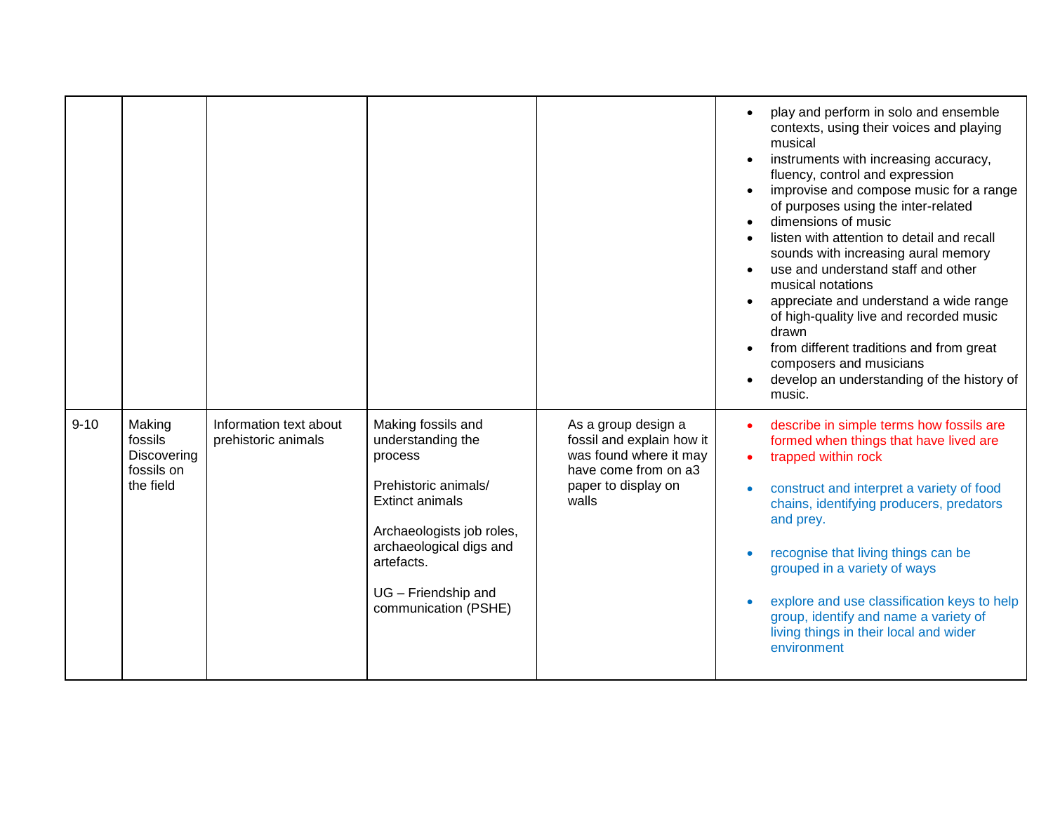| | | | | | |
|---|---|---|---|---|---|
| | | | | | • play and perform in solo and ensemble contexts, using their voices and playing musical<br>• instruments with increasing accuracy, fluency, control and expression<br>• improvise and compose music for a range of purposes using the inter-related<br>• dimensions of music<br>• listen with attention to detail and recall sounds with increasing aural memory<br>• use and understand staff and other musical notations<br>• appreciate and understand a wide range of high-quality live and recorded music drawn<br>• from different traditions and from great composers and musicians<br>• develop an understanding of the history of music. |
| 9-10 | Making fossils Discovering fossils on the field | Information text about prehistoric animals | Making fossils and understanding the process<br><br>Prehistoric animals/ Extinct animals<br><br>Archaeologists job roles, archaeological digs and artefacts.<br><br>UG – Friendship and communication (PSHE) | As a group design a fossil and explain how it was found where it may have come from on a3 paper to display on walls | • describe in simple terms how fossils are formed when things that have lived are<br>• trapped within rock<br><br>• construct and interpret a variety of food chains, identifying producers, predators and prey.<br><br>• recognise that living things can be grouped in a variety of ways<br><br>• explore and use classification keys to help group, identify and name a variety of living things in their local and wider environment |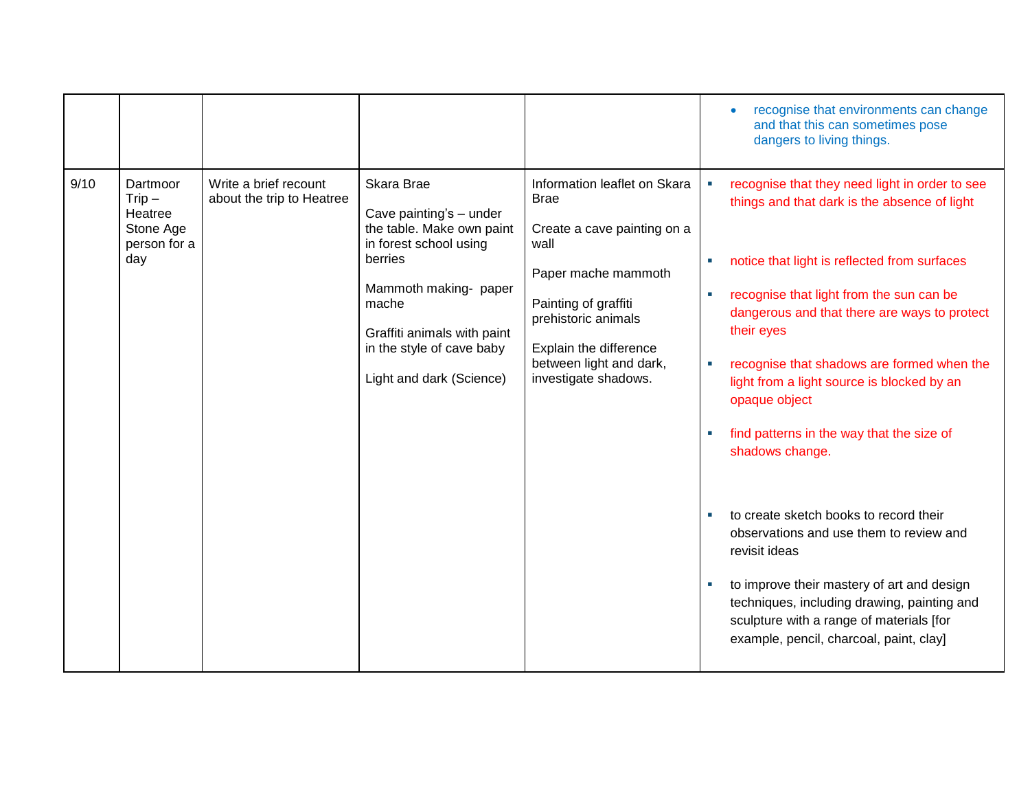| | | | | | |
|---|---|---|---|---|---|
| | | | | | • recognise that environments can change and that this can sometimes pose dangers to living things. |
| 9/10 | Dartmoor Trip – Heatree Stone Age person for a day | Write a brief recount about the trip to Heatree | Skara Brae<br><br>Cave painting's – under the table. Make own paint in forest school using berries<br><br>Mammoth making- paper mache<br><br>Graffiti animals with paint in the style of cave baby<br><br>Light and dark (Science) | Information leaflet on Skara Brae<br><br>Create a cave painting on a wall<br><br>Paper mache mammoth<br><br>Painting of graffiti prehistoric animals<br><br>Explain the difference between light and dark, investigate shadows. | ▪ recognise that they need light in order to see things and that dark is the absence of light<br><br>▪ notice that light is reflected from surfaces<br><br>▪ recognise that light from the sun can be dangerous and that there are ways to protect their eyes<br><br>▪ recognise that shadows are formed when the light from a light source is blocked by an opaque object<br><br>▪ find patterns in the way that the size of shadows change.<br><br>▪ to create sketch books to record their observations and use them to review and revisit ideas<br><br>▪ to improve their mastery of art and design techniques, including drawing, painting and sculpture with a range of materials [for example, pencil, charcoal, paint, clay] |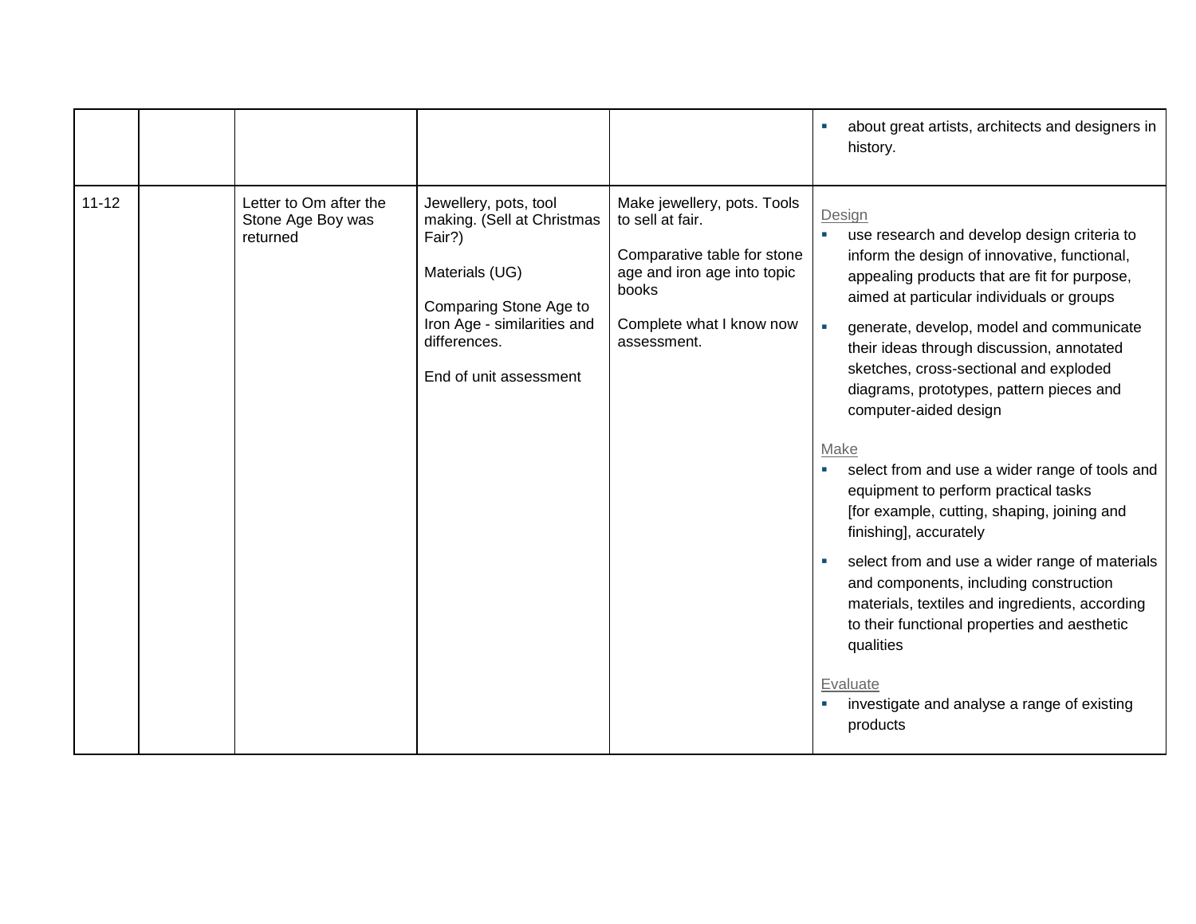| | | | | | |
|---|---|---|---|---|---|
| | | | | | ▪ about great artists, architects and designers in history. |
| 11-12 | | Letter to Om after the Stone Age Boy was returned | Jewellery, pots, tool making. (Sell at Christmas Fair?)<br><br>Materials (UG)<br><br>Comparing Stone Age to Iron Age - similarities and differences.<br><br>End of unit assessment | Make jewellery, pots. Tools to sell at fair.<br><br>Comparative table for stone age and iron age into topic books<br><br>Complete what I know now assessment. | Design<br>▪ use research and develop design criteria to inform the design of innovative, functional, appealing products that are fit for purpose, aimed at particular individuals or groups<br>▪ generate, develop, model and communicate their ideas through discussion, annotated sketches, cross-sectional and exploded diagrams, prototypes, pattern pieces and computer-aided design<br><br>Make<br>▪ select from and use a wider range of tools and equipment to perform practical tasks [for example, cutting, shaping, joining and finishing], accurately<br>▪ select from and use a wider range of materials and components, including construction materials, textiles and ingredients, according to their functional properties and aesthetic qualities<br><br>Evaluate<br>▪ investigate and analyse a range of existing products |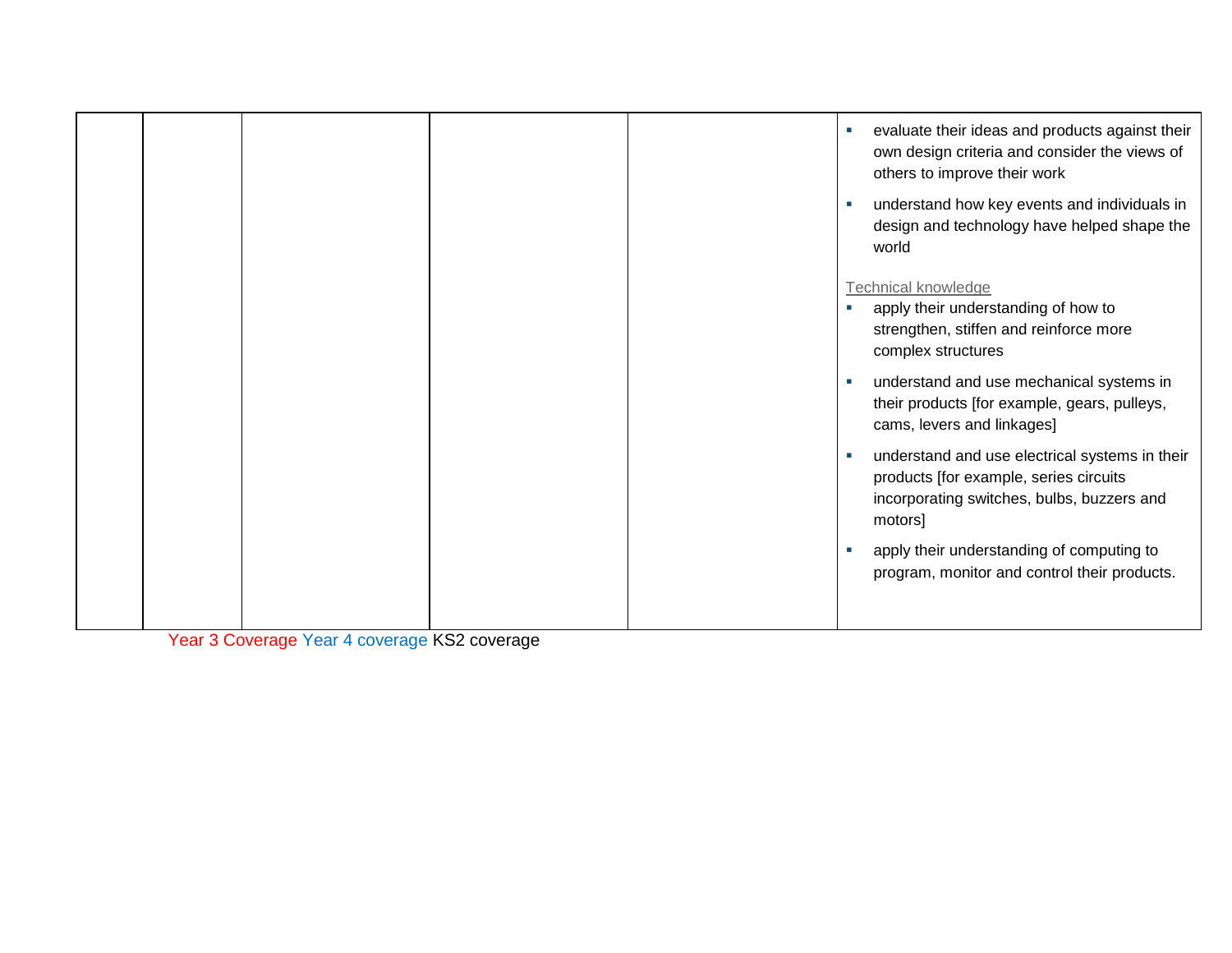| | | | | | |
|---|---|---|---|---|---|
| | | | | | ▪ evaluate their ideas and products against their own design criteria and consider the views of others to improve their work<br><br>▪ understand how key events and individuals in design and technology have helped shape the world<br><br>Technical knowledge<br>▪ apply their understanding of how to strengthen, stiffen and reinforce more complex structures<br><br>▪ understand and use mechanical systems in their products [for example, gears, pulleys, cams, levers and linkages]<br><br>▪ understand and use electrical systems in their products [for example, series circuits incorporating switches, bulbs, buzzers and motors]<br><br>▪ apply their understanding of computing to program, monitor and control their products. |

Year 3 Coverage Year 4 coverage KS2 coverage